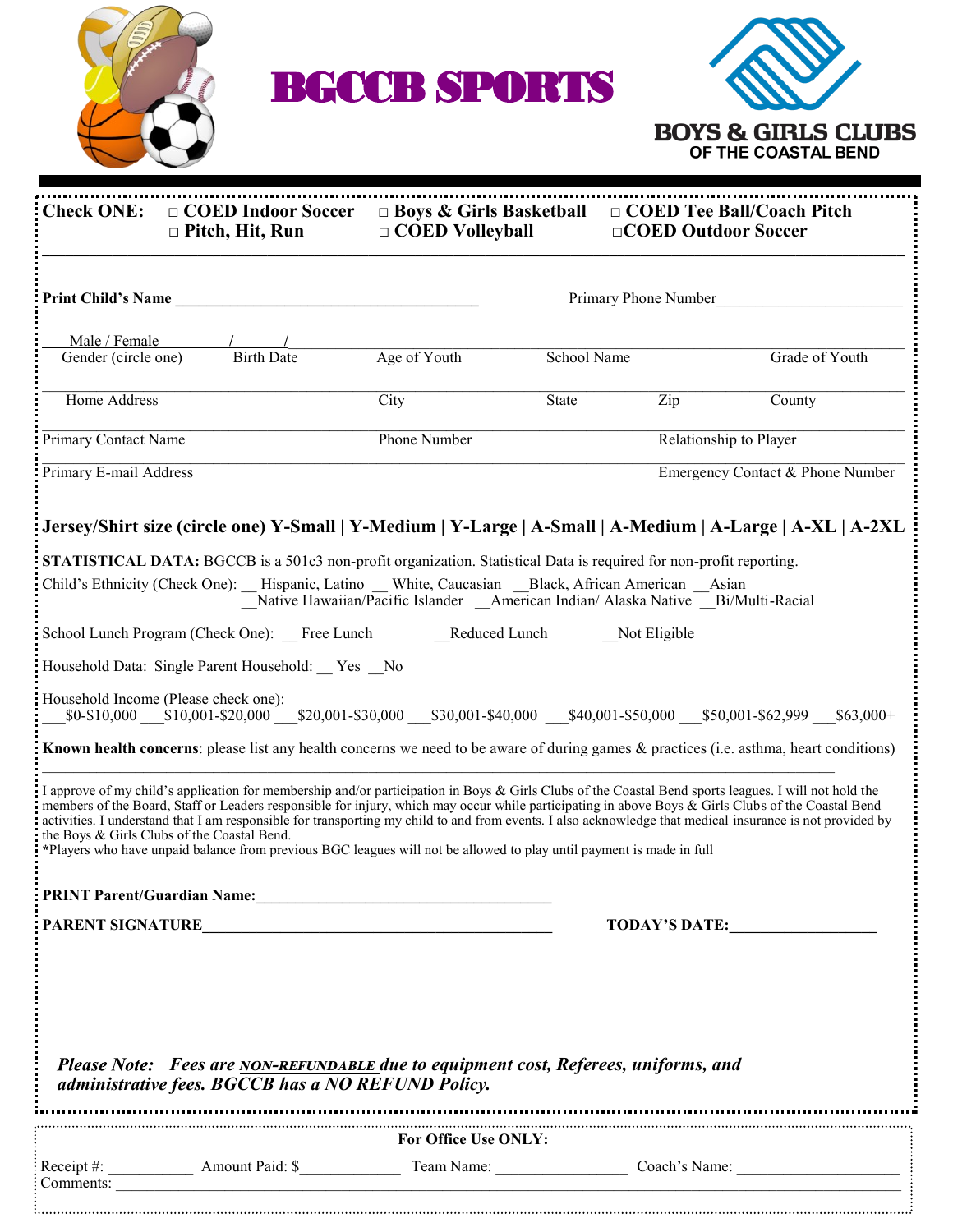# BGCCB SPORTS

**BOYS & GIRLS CLUBS OF THE COASTAL BEND**

**Check ONE:** □ **COED Indoor Soccer** □ **Boys & Girls Basketball** □ **COED Tee Ball/Coach Pitch** □ **Pitch, Hit, Run** □ **COED Volleyball** □ **COED Outdoor Soccer**

**Print Child's Name** ______________________________ Primary Phone Number______________________

Male / Female ___ / ___ / ___
Gender (circle one) Birth Date Age of Youth School Name Grade of Youth

Home Address City State Zip County

Primary Contact Name Phone Number Relationship to Player

Primary E-mail Address Emergency Contact & Phone Number

**Jersey/Shirt size (circle one) Y-Small | Y-Medium | Y-Large | A-Small | A-Medium | A-Large | A-XL | A-2XL**

**STATISTICAL DATA:** BGCCB is a 501c3 non-profit organization. Statistical Data is required for non-profit reporting.

Child's Ethnicity (Check One): __ Hispanic, Latino __ White, Caucasian __Black, African American __Asian __Native Hawaiian/Pacific Islander __American Indian/ Alaska Native __Bi/Multi-Racial

School Lunch Program (Check One): __ Free Lunch __Reduced Lunch __Not Eligible

Household Data: Single Parent Household: __ Yes __No

Household Income (Please check one):
___$0-$10,000 ___$10,001-$20,000 ___$20,001-$30,000 ___$30,001-$40,000 ___$40,001-$50,000 ___$50,001-$62,999 ___$63,000+

**Known health concerns**: please list any health concerns we need to be aware of during games & practices (i.e. asthma, heart conditions)

______________________________________________________________________

I approve of my child's application for membership and/or participation in Boys & Girls Clubs of the Coastal Bend sports leagues. I will not hold the members of the Board, Staff or Leaders responsible for injury, which may occur while participating in above Boys & Girls Clubs of the Coastal Bend activities. I understand that I am responsible for transporting my child to and from events. I also acknowledge that medical insurance is not provided by the Boys & Girls Clubs of the Coastal Bend.
*Players who have unpaid balance from previous BGC leagues will not be allowed to play until payment is made in full

**PRINT Parent/Guardian Name:**______________________________

**PARENT SIGNATURE**______________________________ **TODAY'S DATE:**__________________

***Please Note: Fees are <u>NON-REFUNDABLE</u> due to equipment cost, Referees, uniforms, and administrative fees. BGCCB has a NO REFUND Policy.***

**For Office Use ONLY:**

Receipt #: __________ Amount Paid: $____________ Team Name: ________________ Coach's Name: ____________________
Comments: ______________________________________________________________________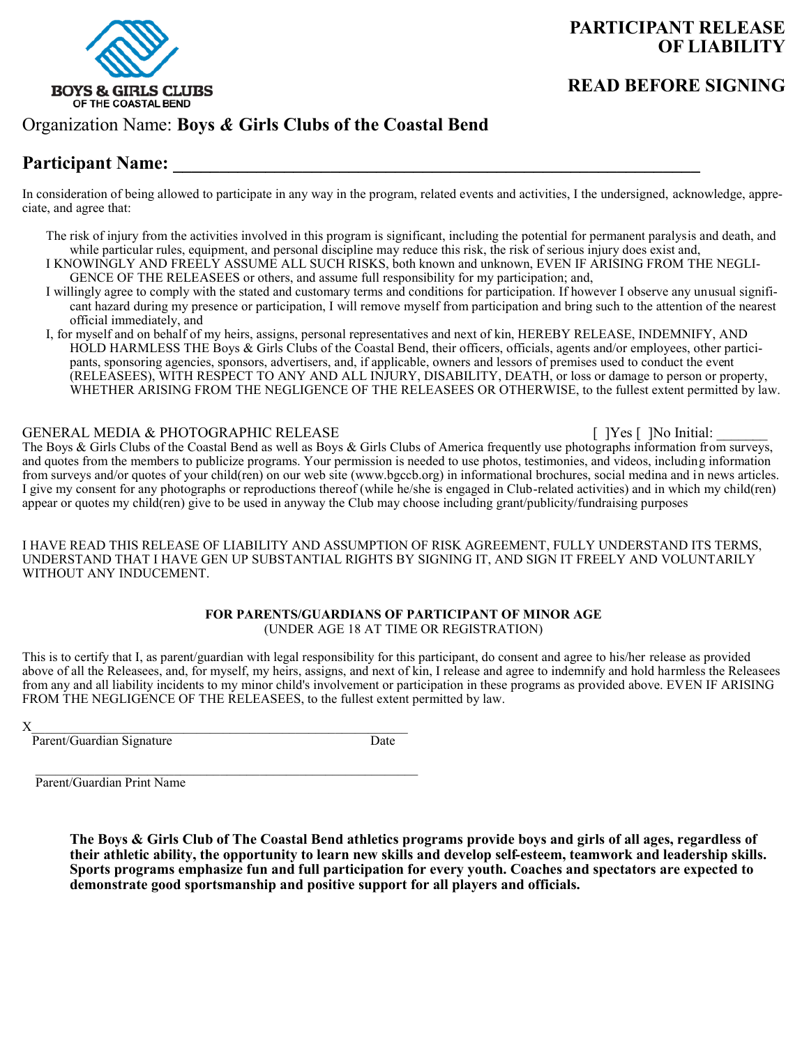BOYS & GIRLS CLUBS
OF THE COASTAL BEND

# PARTICIPANT RELEASE OF LIABILITY

## READ BEFORE SIGNING

Organization Name: **Boys & Girls Clubs of the Coastal Bend**

## Participant Name: ___________________________________________________

In consideration of being allowed to participate in any way in the program, related events and activities, I the undersigned, acknowledge, appreciate, and agree that:

The risk of injury from the activities involved in this program is significant, including the potential for permanent paralysis and death, and while particular rules, equipment, and personal discipline may reduce this risk, the risk of serious injury does exist and,

I KNOWINGLY AND FREELY ASSUME ALL SUCH RISKS, both known and unknown, EVEN IF ARISING FROM THE NEGLIGENCE OF THE RELEASEES or others, and assume full responsibility for my participation; and,

I willingly agree to comply with the stated and customary terms and conditions for participation. If however I observe any unusual significant hazard during my presence or participation, I will remove myself from participation and bring such to the attention of the nearest official immediately, and

I, for myself and on behalf of my heirs, assigns, personal representatives and next of kin, HEREBY RELEASE, INDEMNIFY, AND HOLD HARMLESS THE Boys & Girls Clubs of the Coastal Bend, their officers, officials, agents and/or employees, other participants, sponsoring agencies, sponsors, advertisers, and, if applicable, owners and lessors of premises used to conduct the event (RELEASEES), WITH RESPECT TO ANY AND ALL INJURY, DISABILITY, DEATH, or loss or damage to person or property, WHETHER ARISING FROM THE NEGLIGENCE OF THE RELEASEES OR OTHERWISE, to the fullest extent permitted by law.

GENERAL MEDIA & PHOTOGRAPHIC RELEASE [ ]Yes [ ]No Initial: _______

The Boys & Girls Clubs of the Coastal Bend as well as Boys & Girls Clubs of America frequently use photographs information from surveys, and quotes from the members to publicize programs. Your permission is needed to use photos, testimonies, and videos, including information from surveys and/or quotes of your child(ren) on our web site (www.bgccb.org) in informational brochures, social medina and in news articles. I give my consent for any photographs or reproductions thereof (while he/she is engaged in Club-related activities) and in which my child(ren) appear or quotes my child(ren) give to be used in anyway the Club may choose including grant/publicity/fundraising purposes

I HAVE READ THIS RELEASE OF LIABILITY AND ASSUMPTION OF RISK AGREEMENT, FULLY UNDERSTAND ITS TERMS, UNDERSTAND THAT I HAVE GEN UP SUBSTANTIAL RIGHTS BY SIGNING IT, AND SIGN IT FREELY AND VOLUNTARILY WITHOUT ANY INDUCEMENT.

**FOR PARENTS/GUARDIANS OF PARTICIPANT OF MINOR AGE**
(UNDER AGE 18 AT TIME OR REGISTRATION)

This is to certify that I, as parent/guardian with legal responsibility for this participant, do consent and agree to his/her release as provided above of all the Releasees, and, for myself, my heirs, assigns, and next of kin, I release and agree to indemnify and hold harmless the Releasees from any and all liability incidents to my minor child's involvement or participation in these programs as provided above. EVEN IF ARISING FROM THE NEGLIGENCE OF THE RELEASEES, to the fullest extent permitted by law.

X_______________________________________________________
Parent/Guardian Signature Date

_______________________________________________________
Parent/Guardian Print Name

**The Boys & Girls Club of The Coastal Bend athletics programs provide boys and girls of all ages, regardless of their athletic ability, the opportunity to learn new skills and develop self-esteem, teamwork and leadership skills. Sports programs emphasize fun and full participation for every youth. Coaches and spectators are expected to demonstrate good sportsmanship and positive support for all players and officials.**